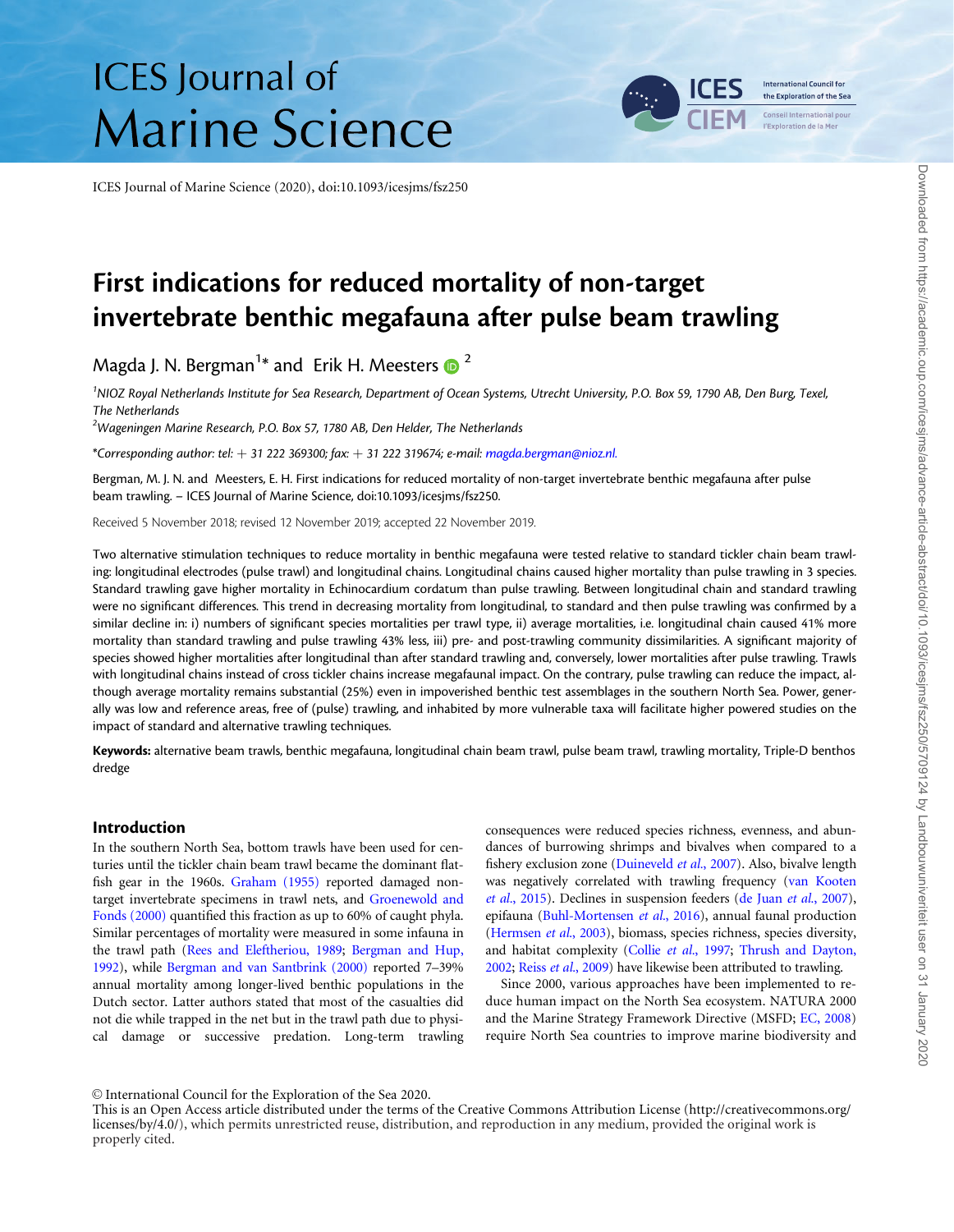# First indications for reduced mortality of non-target invertebrate benthic megafauna after pulse beam trawling

Magda J. N. Bergman[1]* and Erik H. Meesters[2]

[1]NIOZ Royal Netherlands Institute for Sea Research, Department of Ocean Systems, Utrecht University, P.O. Box 59, 1790 AB, Den Burg, Texel, The Netherlands

[2]Wageningen Marine Research, P.O. Box 57, 1780 AB, Den Helder, The Netherlands

*Corresponding author: tel: + 31 222 369300; fax: + 31 222 319674; e-mail: magda.bergman@nioz.nl.

Bergman, M. J. N. and Meesters, E. H. First indications for reduced mortality of non-target invertebrate benthic megafauna after pulse beam trawling. – ICES Journal of Marine Science, doi:10.1093/icesjms/fsz250.

Received 5 November 2018; revised 12 November 2019; accepted 22 November 2019.

Two alternative stimulation techniques to reduce mortality in benthic megafauna were tested relative to standard tickler chain beam trawling: longitudinal electrodes (pulse trawl) and longitudinal chains. Longitudinal chains caused higher mortality than pulse trawling in 3 species. Standard trawling gave higher mortality in Echinocardium cordatum than pulse trawling. Between longitudinal chain and standard trawling were no significant differences. This trend in decreasing mortality from longitudinal, to standard and then pulse trawling was confirmed by a similar decline in: i) numbers of significant species mortalities per trawl type, ii) average mortalities, i.e. longitudinal chain caused 41% more mortality than standard trawling and pulse trawling 43% less, iii) pre- and post-trawling community dissimilarities. A significant majority of species showed higher mortalities after longitudinal than after standard trawling and, conversely, lower mortalities after pulse trawling. Trawls with longitudinal chains instead of cross tickler chains increase megafaunal impact. On the contrary, pulse trawling can reduce the impact, although average mortality remains substantial (25%) even in impoverished benthic test assemblages in the southern North Sea. Power, generally was low and reference areas, free of (pulse) trawling, and inhabited by more vulnerable taxa will facilitate higher powered studies on the impact of standard and alternative trawling techniques.

**Keywords:** alternative beam trawls, benthic megafauna, longitudinal chain beam trawl, pulse beam trawl, trawling mortality, Triple-D benthos dredge

## Introduction

In the southern North Sea, bottom trawls have been used for centuries until the tickler chain beam trawl became the dominant flatfish gear in the 1960s. Graham (1955) reported damaged non-target invertebrate specimens in trawl nets, and Groenewold and Fonds (2000) quantified this fraction as up to 60% of caught phyla. Similar percentages of mortality were measured in some infauna in the trawl path (Rees and Eleftheriou, 1989; Bergman and Hup, 1992), while Bergman and van Santbrink (2000) reported 7–39% annual mortality among longer-lived benthic populations in the Dutch sector. Latter authors stated that most of the casualties did not die while trapped in the net but in the trawl path due to physical damage or successive predation. Long-term trawling consequences were reduced species richness, evenness, and abundances of burrowing shrimps and bivalves when compared to a fishery exclusion zone (Duineveld *et al.*, 2007). Also, bivalve length was negatively correlated with trawling frequency (van Kooten *et al.*, 2015). Declines in suspension feeders (de Juan *et al.*, 2007), epifauna (Buhl-Mortensen *et al.*, 2016), annual faunal production (Hermsen *et al.*, 2003), biomass, species richness, species diversity, and habitat complexity (Collie *et al.*, 1997; Thrush and Dayton, 2002; Reiss *et al.*, 2009) have likewise been attributed to trawling.

Since 2000, various approaches have been implemented to reduce human impact on the North Sea ecosystem. NATURA 2000 and the Marine Strategy Framework Directive (MSFD; EC, 2008) require North Sea countries to improve marine biodiversity and

© International Council for the Exploration of the Sea 2020.
This is an Open Access article distributed under the terms of the Creative Commons Attribution License (http://creativecommons.org/licenses/by/4.0/), which permits unrestricted reuse, distribution, and reproduction in any medium, provided the original work is properly cited.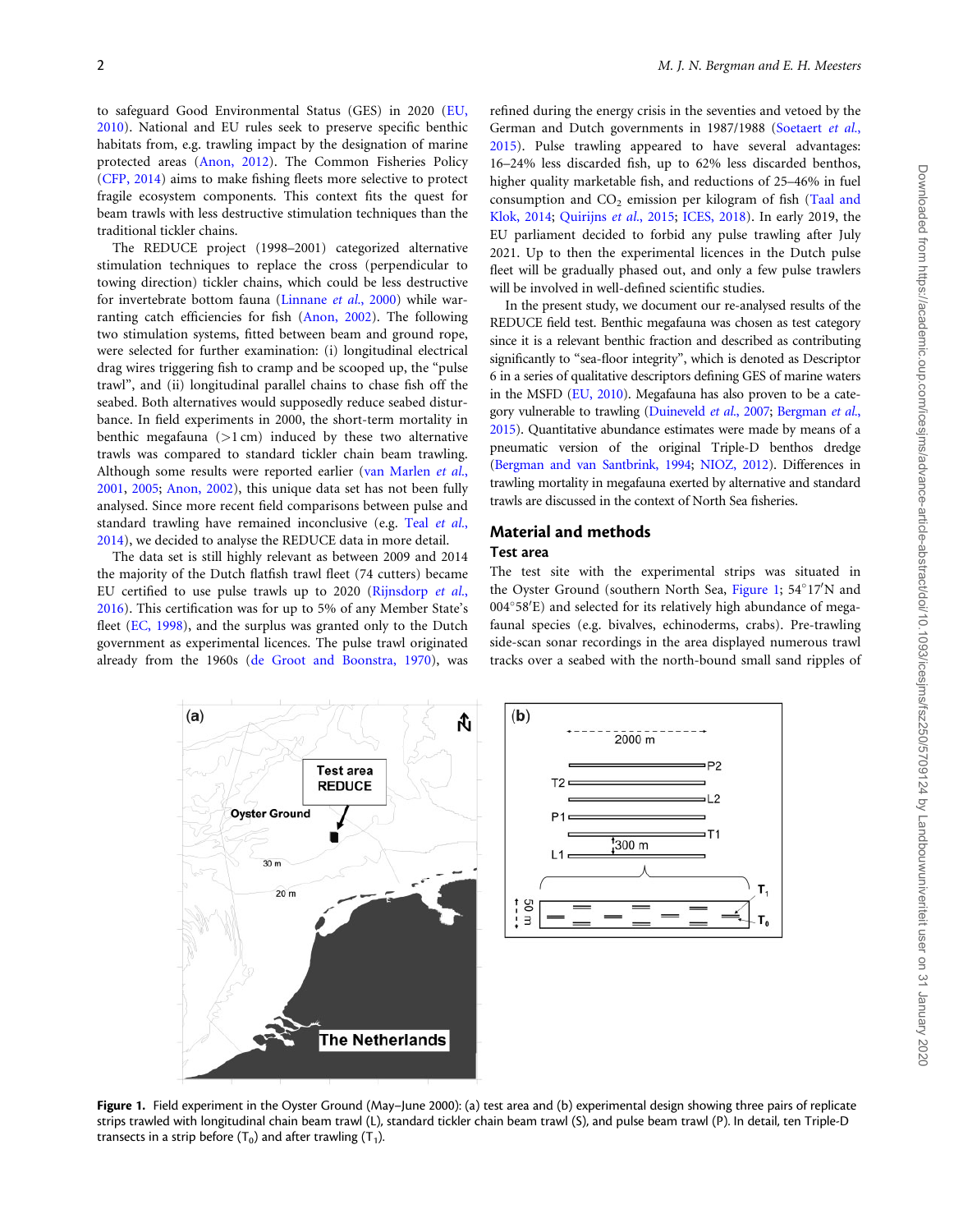to safeguard Good Environmental Status (GES) in 2020 (EU, 2010). National and EU rules seek to preserve specific benthic habitats from, e.g. trawling impact by the designation of marine protected areas (Anon, 2012). The Common Fisheries Policy (CFP, 2014) aims to make fishing fleets more selective to protect fragile ecosystem components. This context fits the quest for beam trawls with less destructive stimulation techniques than the traditional tickler chains.

The REDUCE project (1998–2001) categorized alternative stimulation techniques to replace the cross (perpendicular to towing direction) tickler chains, which could be less destructive for invertebrate bottom fauna (Linnane *et al.*, 2000) while warranting catch efficiencies for fish (Anon, 2002). The following two stimulation systems, fitted between beam and ground rope, were selected for further examination: (i) longitudinal electrical drag wires triggering fish to cramp and be scooped up, the "pulse trawl", and (ii) longitudinal parallel chains to chase fish off the seabed. Both alternatives would supposedly reduce seabed disturbance. In field experiments in 2000, the short-term mortality in benthic megafauna (>1 cm) induced by these two alternative trawls was compared to standard tickler chain beam trawling. Although some results were reported earlier (van Marlen *et al.*, 2001, 2005; Anon, 2002), this unique data set has not been fully analysed. Since more recent field comparisons between pulse and standard trawling have remained inconclusive (e.g. Teal *et al.*, 2014), we decided to analyse the REDUCE data in more detail.

The data set is still highly relevant as between 2009 and 2014 the majority of the Dutch flatfish trawl fleet (74 cutters) became EU certified to use pulse trawls up to 2020 (Rijnsdorp *et al.*, 2016). This certification was for up to 5% of any Member State's fleet (EC, 1998), and the surplus was granted only to the Dutch government as experimental licences. The pulse trawl originated already from the 1960s (de Groot and Boonstra, 1970), was refined during the energy crisis in the seventies and vetoed by the German and Dutch governments in 1987/1988 (Soetaert *et al.*, 2015). Pulse trawling appeared to have several advantages: 16–24% less discarded fish, up to 62% less discarded benthos, higher quality marketable fish, and reductions of 25–46% in fuel consumption and $CO_2$ emission per kilogram of fish (Taal and Klok, 2014; Quirijns *et al.*, 2015; ICES, 2018). In early 2019, the EU parliament decided to forbid any pulse trawling after July 2021. Up to then the experimental licences in the Dutch pulse fleet will be gradually phased out, and only a few pulse trawlers will be involved in well-defined scientific studies.

In the present study, we document our re-analysed results of the REDUCE field test. Benthic megafauna was chosen as test category since it is a relevant benthic fraction and described as contributing significantly to "sea-floor integrity", which is denoted as Descriptor 6 in a series of qualitative descriptors defining GES of marine waters in the MSFD (EU, 2010). Megafauna has also proven to be a category vulnerable to trawling (Duineveld *et al.*, 2007; Bergman *et al.*, 2015). Quantitative abundance estimates were made by means of a pneumatic version of the original Triple-D benthos dredge (Bergman and van Santbrink, 1994; NIOZ, 2012). Differences in trawling mortality in megafauna exerted by alternative and standard trawls are discussed in the context of North Sea fisheries.

## Material and methods

### Test area

The test site with the experimental strips was situated in the Oyster Ground (southern North Sea, Figure 1; 54°17′N and 004°58′E) and selected for its relatively high abundance of megafaunal species (e.g. bivalves, echinoderms, crabs). Pre-trawling side-scan sonar recordings in the area displayed numerous trawl tracks over a seabed with the north-bound small sand ripples of

**Figure 1.** Field experiment in the Oyster Ground (May–June 2000): (a) test area and (b) experimental design showing three pairs of replicate strips trawled with longitudinal chain beam trawl (L), standard tickler chain beam trawl (S), and pulse beam trawl (P). In detail, ten Triple-D transects in a strip before ($T_0$) and after trawling ($T_1$).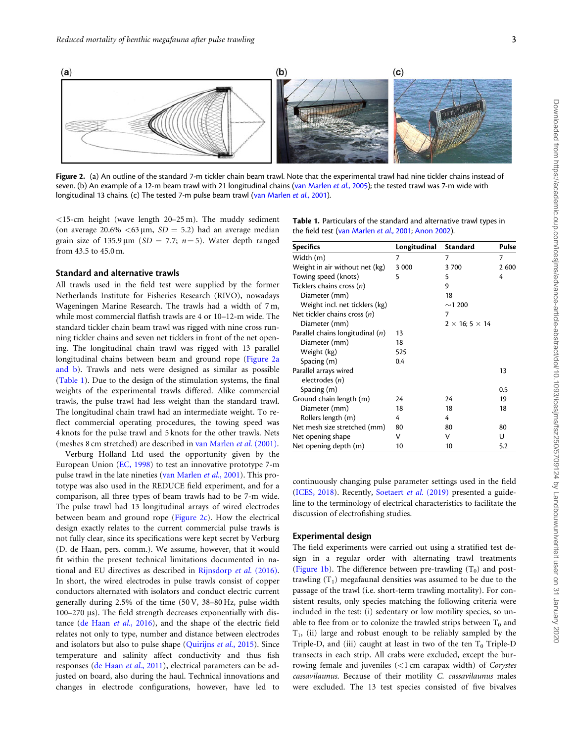Figure 2. (a) An outline of the standard 7-m tickler chain beam trawl. Note that the experimental trawl had nine tickler chains instead of seven. (b) An example of a 12-m beam trawl with 21 longitudinal chains (van Marlen *et al.*, 2005); the tested trawl was 7-m wide with longitudinal 13 chains. (c) The tested 7-m pulse beam trawl (van Marlen *et al.*, 2001).

<15-cm height (wave length 20–25 m). The muddy sediment (on average 20.6% <63 μm, $SD = 5.2$) had an average median grain size of 135.9 μm ($SD = 7.7$; $n = 5$). Water depth ranged from 43.5 to 45.0 m.

## Standard and alternative trawls

All trawls used in the field test were supplied by the former Netherlands Institute for Fisheries Research (RIVO), nowadays Wageningen Marine Research. The trawls had a width of 7 m, while most commercial flatfish trawls are 4 or 10–12-m wide. The standard tickler chain beam trawl was rigged with nine cross running tickler chains and seven net ticklers in front of the net opening. The longitudinal chain trawl was rigged with 13 parallel longitudinal chains between beam and ground rope (Figure 2a and b). Trawls and nets were designed as similar as possible (Table 1). Due to the design of the stimulation systems, the final weights of the experimental trawls differed. Alike commercial trawls, the pulse trawl had less weight than the standard trawl. The longitudinal chain trawl had an intermediate weight. To reflect commercial operating procedures, the towing speed was 4 knots for the pulse trawl and 5 knots for the other trawls. Nets (meshes 8 cm stretched) are described in van Marlen *et al.* (2001).

Verburg Holland Ltd used the opportunity given by the European Union (EC, 1998) to test an innovative prototype 7-m pulse trawl in the late nineties (van Marlen *et al.*, 2001). This prototype was also used in the REDUCE field experiment, and for a comparison, all three types of beam trawls had to be 7-m wide. The pulse trawl had 13 longitudinal arrays of wired electrodes between beam and ground rope (Figure 2c). How the electrical design exactly relates to the current commercial pulse trawls is not fully clear, since its specifications were kept secret by Verburg (D. de Haan, pers. comm.). We assume, however, that it would fit within the present technical limitations documented in national and EU directives as described in Rijnsdorp *et al.* (2016). In short, the wired electrodes in pulse trawls consist of copper conductors alternated with isolators and conduct electric current generally during 2.5% of the time (50 V, 38–80 Hz, pulse width 100–270 μs). The field strength decreases exponentially with distance (de Haan *et al.*, 2016), and the shape of the electric field relates not only to type, number and distance between electrodes and isolators but also to pulse shape (Quirijns *et al.*, 2015). Since temperature and salinity affect conductivity and thus fish responses (de Haan *et al.*, 2011), electrical parameters can be adjusted on board, also during the haul. Technical innovations and changes in electrode configurations, however, have led to continuously changing pulse parameter settings used in the field (ICES, 2018). Recently, Soetaert *et al.* (2019) presented a guideline to the terminology of electrical characteristics to facilitate the discussion of electrofishing studies.

**Table 1.** Particulars of the standard and alternative trawl types in the field test (van Marlen *et al.*, 2001; Anon 2002).

| Specifics | Longitudinal | Standard | Pulse |
|---|---|---|---|
| Width (m) | 7 | 7 | 7 |
| Weight in air without net (kg) | 3 000 | 3 700 | 2 600 |
| Towing speed (knots) | 5 | 5 | 4 |
| Ticklers chains cross ($n$) | | 9 | |
| Diameter (mm) | | 18 | |
| Weight incl. net ticklers (kg) | | ~1 200 | |
| Net tickler chains cross ($n$) | | 7 | |
| Diameter (mm) | | 2 × 16; 5 × 14 | |
| Parallel chains longitudinal ($n$) | 13 | | |
| Diameter (mm) | 18 | | |
| Weight (kg) | 525 | | |
| Spacing (m) | 0.4 | | |
| Parallel arrays wired electrodes ($n$) | | | 13 |
| Spacing (m) | | | 0.5 |
| Ground chain length (m) | 24 | 24 | 19 |
| Diameter (mm) | 18 | 18 | 18 |
| Rollers length (m) | 4 | 4 | |
| Net mesh size stretched (mm) | 80 | 80 | 80 |
| Net opening shape | V | V | U |
| Net opening depth (m) | 10 | 10 | 5.2 |

## Experimental design

The field experiments were carried out using a stratified test design in a regular order with alternating trawl treatments (Figure 1b). The difference between pre-trawling ($T_0$) and post-trawling ($T_1$) megafaunal densities was assumed to be due to the passage of the trawl (i.e. short-term trawling mortality). For consistent results, only species matching the following criteria were included in the test: (i) sedentary or low motility species, so unable to flee from or to colonize the trawled strips between $T_0$ and $T_1$, (ii) large and robust enough to be reliably sampled by the Triple-D, and (iii) caught at least in two of the ten $T_0$ Triple-D transects in each strip. All crabs were excluded, except the burrowing female and juveniles (<1 cm carapax width) of *Corystes cassavilaunus*. Because of their motility *C. cassavilaunus* males were excluded. The 13 test species consisted of five bivalves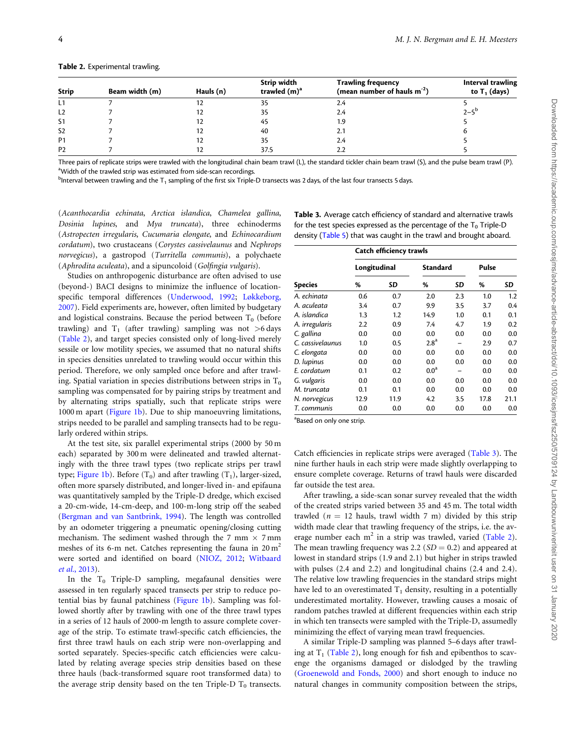**Table 2.** Experimental trawling.

| Strip | Beam width (m) | Hauls (n) | Strip width trawled (m)[a] | Trawling frequency (mean number of hauls $m^{-2}$) | Interval trawling to $T_1$ (days) |
|---|---|---|---|---|---|
| L1 | 7 | 12 | 35 | 2.4 | 5 |
| L2 | 7 | 12 | 35 | 2.4 | 2–5[b] |
| S1 | 7 | 12 | 45 | 1.9 | 5 |
| S2 | 7 | 12 | 40 | 2.1 | 6 |
| P1 | 7 | 12 | 35 | 2.4 | 5 |
| P2 | 7 | 12 | 37.5 | 2.2 | 5 |

Three pairs of replicate strips were trawled with the longitudinal chain beam trawl (L), the standard tickler chain beam trawl (S), and the pulse beam trawl (P).
[a]Width of the trawled strip was estimated from side-scan recordings.
[b]Interval between trawling and the $T_1$ sampling of the first six Triple-D transects was 2 days, of the last four transects 5 days.

(*Acanthocardia echinata*, *Arctica islandica*, *Chamelea gallina*, *Dosinia lupines*, and *Mya truncata*), three echinoderms (*Astropecten irregularis*, *Cucumaria elongate*, and *Echinocardium cordatum*), two crustaceans (*Corystes cassivelaunus* and *Nephrops norvegicus*), a gastropod (*Turritella communis*), a polychaete (*Aphrodita aculeata*), and a sipuncoloid (*Golfingia vulgaris*).

Studies on anthropogenic disturbance are often advised to use (beyond-) BACI designs to minimize the influence of location-specific temporal differences (Underwood, 1992; Løkkeborg, 2007). Field experiments are, however, often limited by budgetary and logistical constrains. Because the period between $T_0$ (before trawling) and $T_1$ (after trawling) sampling was not >6 days (Table 2), and target species consisted only of long-lived merely sessile or low motility species, we assumed that no natural shifts in species densities unrelated to trawling would occur within this period. Therefore, we only sampled once before and after trawling. Spatial variation in species distributions between strips in $T_0$ sampling was compensated for by pairing strips by treatment and by alternating strips spatially, such that replicate strips were 1000 m apart (Figure 1b). Due to ship manoeuvring limitations, strips needed to be parallel and sampling transects had to be regularly ordered within strips.

At the test site, six parallel experimental strips (2000 by 50 m each) separated by 300 m were delineated and trawled alternatingly with the three trawl types (two replicate strips per trawl type; Figure 1b). Before ($T_0$) and after trawling ($T_1$), larger-sized, often more sparsely distributed, and longer-lived in- and epifauna was quantitatively sampled by the Triple-D dredge, which excised a 20-cm-wide, 14-cm-deep, and 100-m-long strip off the seabed (Bergman and van Santbrink, 1994). The length was controlled by an odometer triggering a pneumatic opening/closing cutting mechanism. The sediment washed through the 7 mm × 7 mm meshes of its 6-m net. Catches representing the fauna in 20 $m^2$ were sorted and identified on board (NIOZ, 2012; Witbaard *et al.*, 2013).

In the $T_0$ Triple-D sampling, megafaunal densities were assessed in ten regularly spaced transects per strip to reduce potential bias by faunal patchiness (Figure 1b). Sampling was followed shortly after by trawling with one of the three trawl types in a series of 12 hauls of 2000-m length to assure complete coverage of the strip. To estimate trawl-specific catch efficiencies, the first three trawl hauls on each strip were non-overlapping and sorted separately. Species-specific catch efficiencies were calculated by relating average species strip densities based on these three hauls (back-transformed square root transformed data) to the average strip density based on the ten Triple-D $T_0$ transects.

**Table 3.** Average catch efficiency of standard and alternative trawls for the test species expressed as the percentage of the $T_0$ Triple-D density (Table 5) that was caught in the trawl and brought aboard.

| | Catch efficiency trawls | | | | | |
|---|---|---|---|---|---|---|
| | Longitudinal | | Standard | | Pulse | |
| Species | % | SD | % | SD | % | SD |
| *A. echinata* | 0.6 | 0.7 | 2.0 | 2.3 | 1.0 | 1.2 |
| *A. aculeata* | 3.4 | 0.7 | 9.9 | 3.5 | 3.7 | 0.4 |
| *A. islandica* | 1.3 | 1.2 | 14.9 | 1.0 | 0.1 | 0.1 |
| *A. irregularis* | 2.2 | 0.9 | 7.4 | 4.7 | 1.9 | 0.2 |
| *C. gallina* | 0.0 | 0.0 | 0.0 | 0.0 | 0.0 | 0.0 |
| *C. cassivelaunus* | 1.0 | 0.5 | 2.8[a] | – | 2.9 | 0.7 |
| *C. elongata* | 0.0 | 0.0 | 0.0 | 0.0 | 0.0 | 0.0 |
| *D. lupinus* | 0.0 | 0.0 | 0.0 | 0.0 | 0.0 | 0.0 |
| *E. cordatum* | 0.1 | 0.2 | 0.0[a] | – | 0.0 | 0.0 |
| *G. vulgaris* | 0.0 | 0.0 | 0.0 | 0.0 | 0.0 | 0.0 |
| *M. truncata* | 0.1 | 0.1 | 0.0 | 0.0 | 0.0 | 0.0 |
| *N. norvegicus* | 12.9 | 11.9 | 4.2 | 3.5 | 17.8 | 21.1 |
| *T. communis* | 0.0 | 0.0 | 0.0 | 0.0 | 0.0 | 0.0 |

[a]Based on only one strip.

Catch efficiencies in replicate strips were averaged (Table 3). The nine further hauls in each strip were made slightly overlapping to ensure complete coverage. Returns of trawl hauls were discarded far outside the test area.

After trawling, a side-scan sonar survey revealed that the width of the created strips varied between 35 and 45 m. The total width trawled ($n$ = 12 hauls, trawl width 7 m) divided by this strip width made clear that trawling frequency of the strips, i.e. the average number each $m^2$ in a strip was trawled, varied (Table 2). The mean trawling frequency was 2.2 ($SD = 0.2$) and appeared at lowest in standard strips (1.9 and 2.1) but higher in strips trawled with pulses (2.4 and 2.2) and longitudinal chains (2.4 and 2.4). The relative low trawling frequencies in the standard strips might have led to an overestimated $T_1$ density, resulting in a potentially underestimated mortality. However, trawling causes a mosaic of random patches trawled at different frequencies within each strip in which ten transects were sampled with the Triple-D, assumedly minimizing the effect of varying mean trawl frequencies.

A similar Triple-D sampling was planned 5–6 days after trawling at $T_1$ (Table 2), long enough for fish and epibenthos to scavenge the organisms damaged or dislodged by the trawling (Groenewold and Fonds, 2000) and short enough to induce no natural changes in community composition between the strips,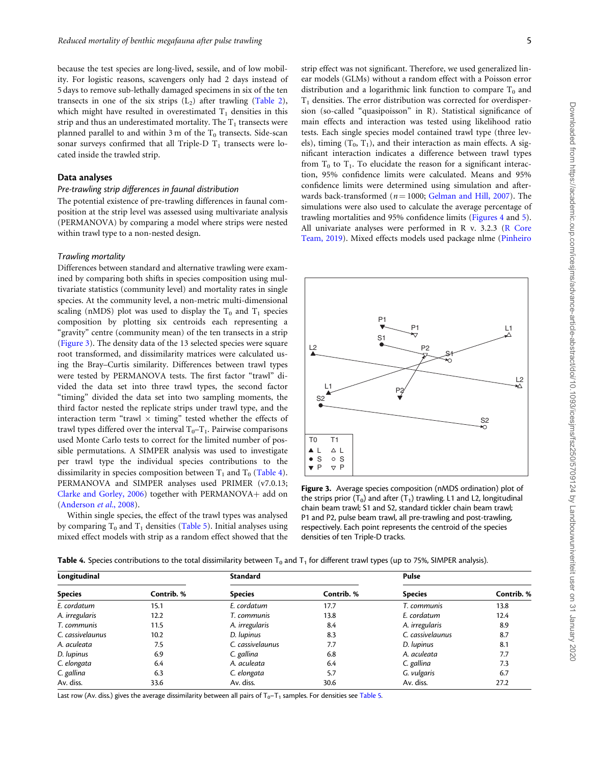because the test species are long-lived, sessile, and of low mobility. For logistic reasons, scavengers only had 2 days instead of 5 days to remove sub-lethally damaged specimens in six of the ten transects in one of the six strips ($L_2$) after trawling (Table 2), which might have resulted in overestimated $T_1$ densities in this strip and thus an underestimated mortality. The $T_1$ transects were planned parallel to and within 3 m of the $T_0$ transects. Side-scan sonar surveys confirmed that all Triple-D $T_1$ transects were located inside the trawled strip.

## Data analyses

### *Pre-trawling strip differences in faunal distribution*

The potential existence of pre-trawling differences in faunal composition at the strip level was assessed using multivariate analysis (PERMANOVA) by comparing a model where strips were nested within trawl type to a non-nested design.

### *Trawling mortality*

Differences between standard and alternative trawling were examined by comparing both shifts in species composition using multivariate statistics (community level) and mortality rates in single species. At the community level, a non-metric multi-dimensional scaling (nMDS) plot was used to display the $T_0$ and $T_1$ species composition by plotting six centroids each representing a "gravity" centre (community mean) of the ten transects in a strip (Figure 3). The density data of the 13 selected species were square root transformed, and dissimilarity matrices were calculated using the Bray–Curtis similarity. Differences between trawl types were tested by PERMANOVA tests. The first factor "trawl" divided the data set into three trawl types, the second factor "timing" divided the data set into two sampling moments, the third factor nested the replicate strips under trawl type, and the interaction term "trawl × timing" tested whether the effects of trawl types differed over the interval $T_0$–$T_1$. Pairwise comparisons used Monte Carlo tests to correct for the limited number of possible permutations. A SIMPER analysis was used to investigate per trawl type the individual species contributions to the dissimilarity in species composition between $T_1$ and $T_0$ (Table 4). PERMANOVA and SIMPER analyses used PRIMER (v7.0.13; Clarke and Gorley, 2006) together with PERMANOVA+ add on (Anderson *et al.*, 2008).

Within single species, the effect of the trawl types was analysed by comparing $T_0$ and $T_1$ densities (Table 5). Initial analyses using mixed effect models with strip as a random effect showed that the strip effect was not significant. Therefore, we used generalized linear models (GLMs) without a random effect with a Poisson error distribution and a logarithmic link function to compare $T_0$ and $T_1$ densities. The error distribution was corrected for overdispersion (so-called "quasipoisson" in R). Statistical significance of main effects and interaction was tested using likelihood ratio tests. Each single species model contained trawl type (three levels), timing ($T_0$, $T_1$), and their interaction as main effects. A significant interaction indicates a difference between trawl types from $T_0$ to $T_1$. To elucidate the reason for a significant interaction, 95% confidence limits were calculated. Means and 95% confidence limits were determined using simulation and afterwards back-transformed ($n = 1000$; Gelman and Hill, 2007). The simulations were also used to calculate the average percentage of trawling mortalities and 95% confidence limits (Figures 4 and 5). All univariate analyses were performed in R v. 3.2.3 (R Core Team, 2019). Mixed effects models used package nlme (Pinheiro

**Figure 3.** Average species composition (nMDS ordination) plot of the strips prior ($T_0$) and after ($T_1$) trawling. L1 and L2, longitudinal chain beam trawl; S1 and S2, standard tickler chain beam trawl; P1 and P2, pulse beam trawl, all pre-trawling and post-trawling, respectively. Each point represents the centroid of the species densities of ten Triple-D tracks.

**Table 4.** Species contributions to the total dissimilarity between $T_0$ and $T_1$ for different trawl types (up to 75%, SIMPER analysis).

| Longitudinal | | Standard | | Pulse | |
|---|---|---|---|---|---|
| Species | Contrib. % | Species | Contrib. % | Species | Contrib. % |
| *E. cordatum* | 15.1 | *E. cordatum* | 17.7 | *T. communis* | 13.8 |
| *A. irregularis* | 12.2 | *T. communis* | 13.8 | *E. cordatum* | 12.4 |
| *T. communis* | 11.5 | *A. irregularis* | 8.4 | *A. irregularis* | 8.9 |
| *C. cassivelaunus* | 10.2 | *D. lupinus* | 8.3 | *C. cassivelaunus* | 8.7 |
| *A. aculeata* | 7.5 | *C. cassivelaunus* | 7.7 | *D. lupinus* | 8.1 |
| *D. lupinus* | 6.9 | *C. gallina* | 6.8 | *A. aculeata* | 7.7 |
| *C. elongata* | 6.4 | *A. aculeata* | 6.4 | *C. gallina* | 7.3 |
| *C. gallina* | 6.3 | *C. elongata* | 5.7 | *G. vulgaris* | 6.7 |
| Av. diss. | 33.6 | Av. diss. | 30.6 | Av. diss. | 27.2 |

Last row (Av. diss.) gives the average dissimilarity between all pairs of $T_0$–$T_1$ samples. For densities see Table 5.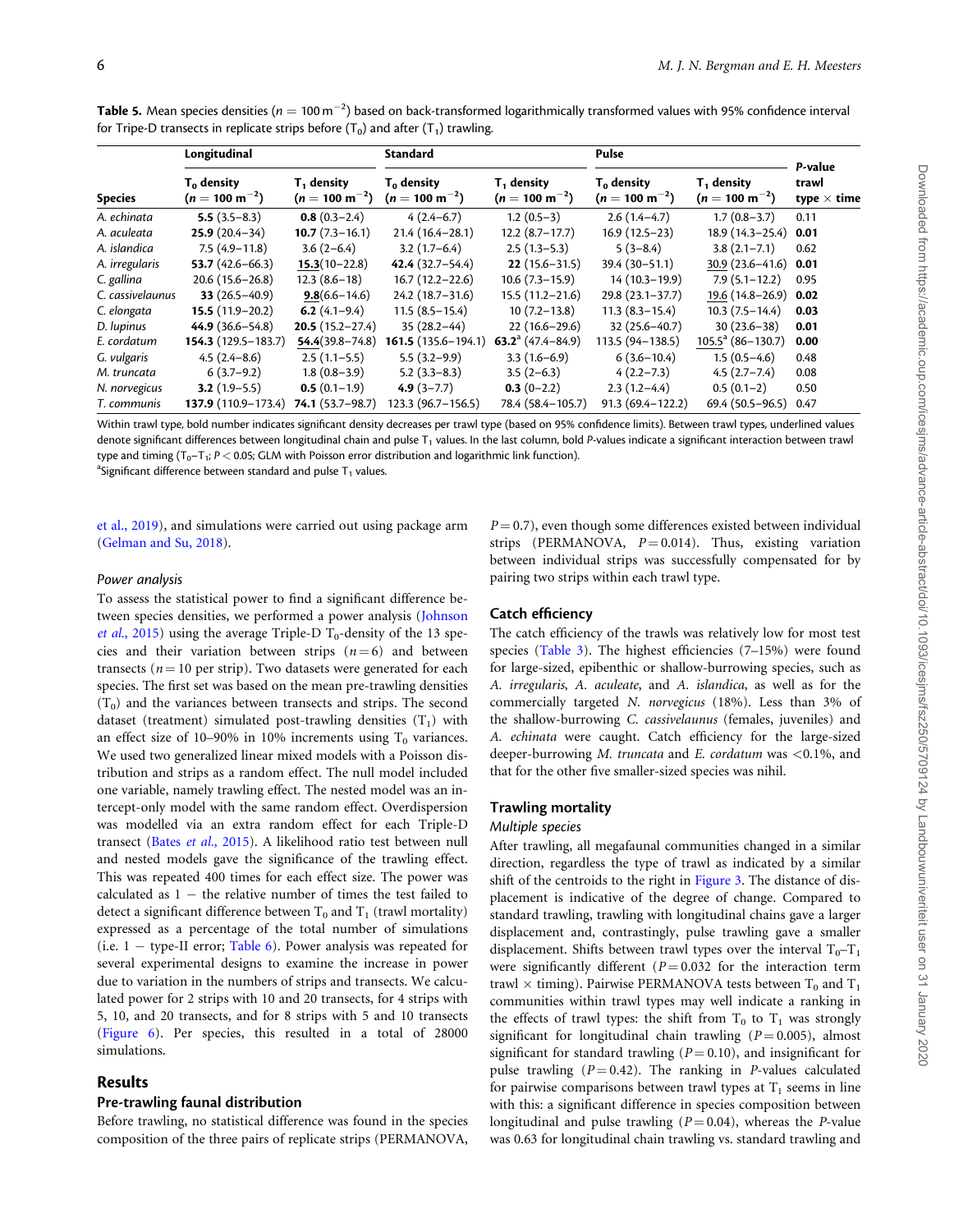**Table 5.** Mean species densities ($n = 100\ m^{-2}$) based on back-transformed logarithmically transformed values with 95% confidence interval for Tripe-D transects in replicate strips before ($T_0$) and after ($T_1$) trawling.

| | Longitudinal | | Standard | | Pulse | | |
|---|---|---|---|---|---|---|---|
| Species | $T_0$ density ($n = 100\ m^{-2}$) | $T_1$ density ($n = 100\ m^{-2}$) | $T_0$ density ($n = 100\ m^{-2}$) | $T_1$ density ($n = 100\ m^{-2}$) | $T_0$ density ($n = 100\ m^{-2}$) | $T_1$ density ($n = 100\ m^{-2}$) | P-value trawl type × time |
| *A. echinata* | **5.5** (3.5–8.3) | **0.8** (0.3–2.4) | 4 (2.4–6.7) | 1.2 (0.5–3) | 2.6 (1.4–4.7) | 1.7 (0.8–3.7) | 0.11 |
| *A. aculeata* | **25.9** (20.4–34) | **10.7** (7.3–16.1) | 21.4 (16.4–28.1) | 12.2 (8.7–17.7) | 16.9 (12.5–23) | 18.9 (14.3–25.4) | **0.01** |
| *A. islandica* | 7.5 (4.9–11.8) | 3.6 (2–6.4) | 3.2 (1.7–6.4) | 2.5 (1.3–5.3) | 5 (3–8.4) | 3.8 (2.1–7.1) | 0.62 |
| *A. irregularis* | **53.7** (42.6–66.3) | **15.3**(10–22.8) | **42.4** (32.7–54.4) | **22** (15.6–31.5) | 39.4 (30–51.1) | 30.9 (23.6–41.6) | **0.01** |
| *C. gallina* | 20.6 (15.6–26.8) | 12.3 (8.6–18) | 16.7 (12.2–22.6) | 10.6 (7.3–15.9) | 14 (10.3–19.9) | 7.9 (5.1–12.2) | 0.95 |
| *C. cassivelaunus* | **33** (26.5–40.9) | **9.8**(6.6–14.6) | 24.2 (18.7–31.6) | 15.5 (11.2–21.6) | 29.8 (23.1–37.7) | 19.6 (14.8–26.9) | **0.02** |
| *C. elongata* | **15.5** (11.9–20.2) | **6.2** (4.1–9.4) | 11.5 (8.5–15.4) | 10 (7.2–13.8) | 11.3 (8.3–15.4) | 10.3 (7.5–14.4) | **0.03** |
| *D. lupinus* | **44.9** (36.6–54.8) | **20.5** (15.2–27.4) | 35 (28.2–44) | 22 (16.6–29.6) | 32 (25.6–40.7) | 30 (23.6–38) | **0.01** |
| *E. cordatum* | **154.3** (129.5–183.7) | **54.4**(39.8–74.8) | **161.5** (135.6–194.1) | **63.2**[a] (47.4–84.9) | 113.5 (94–138.5) | 105.5[a] (86–130.7) | **0.00** |
| *G. vulgaris* | 4.5 (2.4–8.6) | 2.5 (1.1–5.5) | 5.5 (3.2–9.9) | 3.3 (1.6–6.9) | 6 (3.6–10.4) | 1.5 (0.5–4.6) | 0.48 |
| *M. truncata* | 6 (3.7–9.2) | 1.8 (0.8–3.9) | 5.2 (3.3–8.3) | 3.5 (2–6.3) | 4 (2.2–7.3) | 4.5 (2.7–7.4) | 0.08 |
| *N. norvegicus* | **3.2** (1.9–5.5) | **0.5** (0.1–1.9) | **4.9** (3–7.7) | **0.3** (0–2.2) | 2.3 (1.2–4.4) | 0.5 (0.1–2) | 0.50 |
| *T. communis* | **137.9** (110.9–173.4) | **74.1** (53.7–98.7) | 123.3 (96.7–156.5) | 78.4 (58.4–105.7) | 91.3 (69.4–122.2) | 69.4 (50.5–96.5) | 0.47 |

Within trawl type, bold number indicates significant density decreases per trawl type (based on 95% confidence limits). Between trawl types, underlined values denote significant differences between longitudinal chain and pulse $T_1$ values. In the last column, bold P-values indicate a significant interaction between trawl type and timing ($T_0$–$T_1$; $P < 0.05$; GLM with Poisson error distribution and logarithmic link function).
[a]Significant difference between standard and pulse $T_1$ values.

et al., 2019), and simulations were carried out using package arm (Gelman and Su, 2018).

### *Power analysis*

To assess the statistical power to find a significant difference between species densities, we performed a power analysis (Johnson *et al.*, 2015) using the average Triple-D $T_0$-density of the 13 species and their variation between strips ($n = 6$) and between transects ($n = 10$ per strip). Two datasets were generated for each species. The first set was based on the mean pre-trawling densities ($T_0$) and the variances between transects and strips. The second dataset (treatment) simulated post-trawling densities ($T_1$) with an effect size of 10–90% in 10% increments using $T_0$ variances. We used two generalized linear mixed models with a Poisson distribution and strips as a random effect. The null model included one variable, namely trawling effect. The nested model was an intercept-only model with the same random effect. Overdispersion was modelled via an extra random effect for each Triple-D transect (Bates *et al.*, 2015). A likelihood ratio test between null and nested models gave the significance of the trawling effect. This was repeated 400 times for each effect size. The power was calculated as 1 − the relative number of times the test failed to detect a significant difference between $T_0$ and $T_1$ (trawl mortality) expressed as a percentage of the total number of simulations (i.e. 1 − type-II error; Table 6). Power analysis was repeated for several experimental designs to examine the increase in power due to variation in the numbers of strips and transects. We calculated power for 2 strips with 10 and 20 transects, for 4 strips with 5, 10, and 20 transects, and for 8 strips with 5 and 10 transects (Figure 6). Per species, this resulted in a total of 28000 simulations.

## Results

### Pre-trawling faunal distribution

Before trawling, no statistical difference was found in the species composition of the three pairs of replicate strips (PERMANOVA, $P = 0.7$), even though some differences existed between individual strips (PERMANOVA, $P = 0.014$). Thus, existing variation between individual strips was successfully compensated for by pairing two strips within each trawl type.

### Catch efficiency

The catch efficiency of the trawls was relatively low for most test species (Table 3). The highest efficiencies (7–15%) were found for large-sized, epibenthic or shallow-burrowing species, such as *A. irregularis*, *A. aculeate*, and *A. islandica*, as well as for the commercially targeted *N. norvegicus* (18%). Less than 3% of the shallow-burrowing *C. cassivelaunus* (females, juveniles) and *A. echinata* were caught. Catch efficiency for the large-sized deeper-burrowing *M. truncata* and *E. cordatum* was <0.1%, and that for the other five smaller-sized species was nihil.

### Trawling mortality

#### *Multiple species*

After trawling, all megafaunal communities changed in a similar direction, regardless the type of trawl as indicated by a similar shift of the centroids to the right in Figure 3. The distance of displacement is indicative of the degree of change. Compared to standard trawling, trawling with longitudinal chains gave a larger displacement and, contrastingly, pulse trawling gave a smaller displacement. Shifts between trawl types over the interval $T_0$–$T_1$ were significantly different ($P = 0.032$ for the interaction term trawl × timing). Pairwise PERMANOVA tests between $T_0$ and $T_1$ communities within trawl types may well indicate a ranking in the effects of trawl types: the shift from $T_0$ to $T_1$ was strongly significant for longitudinal chain trawling ($P = 0.005$), almost significant for standard trawling ($P = 0.10$), and insignificant for pulse trawling ($P = 0.42$). The ranking in P-values calculated for pairwise comparisons between trawl types at $T_1$ seems in line with this: a significant difference in species composition between longitudinal and pulse trawling ($P = 0.04$), whereas the P-value was 0.63 for longitudinal chain trawling vs. standard trawling and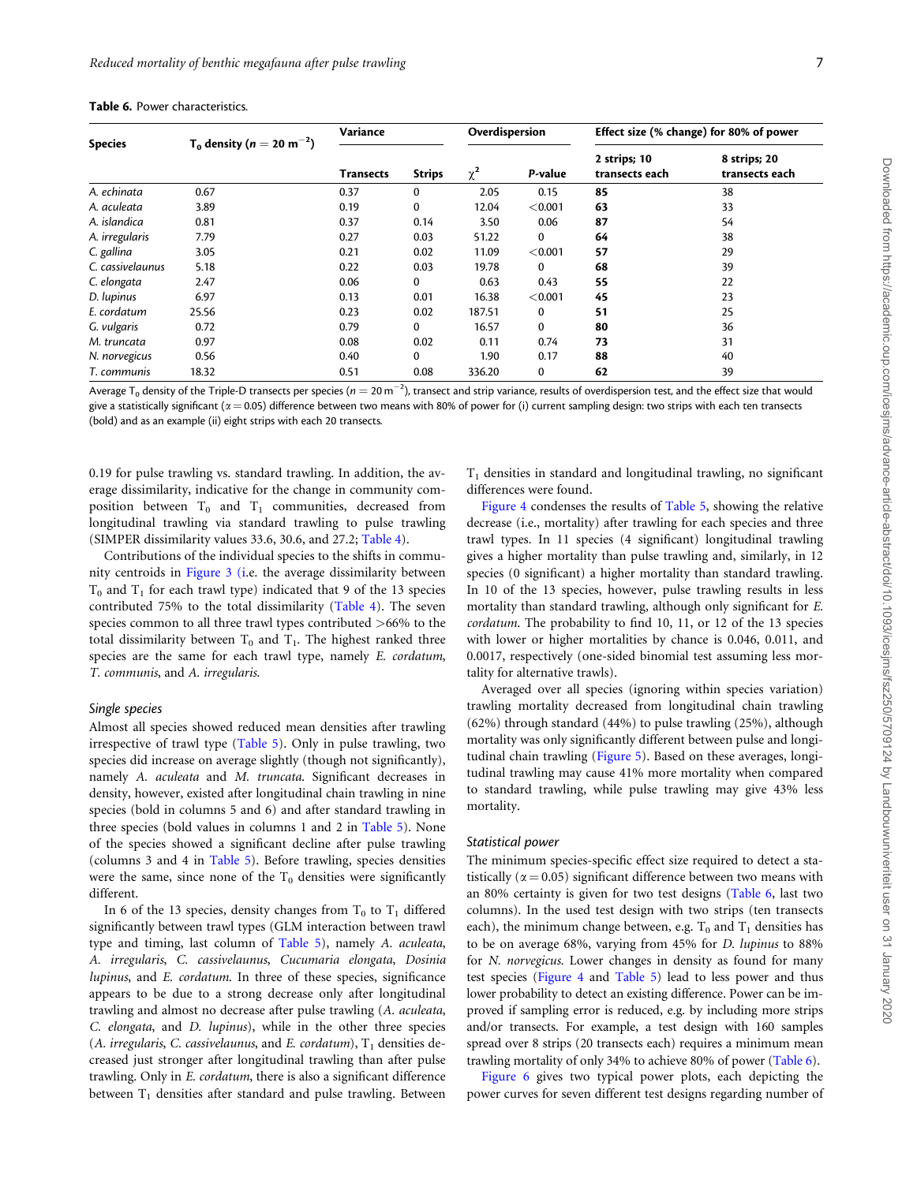**Table 6.** Power characteristics.

| Species | $T_0$ density ($n = 20\ m^{-2}$) | Variance | | Overdispersion | | Effect size (% change) for 80% of power | |
|---|---|---|---|---|---|---|---|
| | | Transects | Strips | $\chi^2$ | *P*-value | 2 strips; 10 transects each | 8 strips; 20 transects each |
| *A. echinata* | 0.67 | 0.37 | 0 | 2.05 | 0.15 | **85** | 38 |
| *A. aculeata* | 3.89 | 0.19 | 0 | 12.04 | <0.001 | **63** | 33 |
| *A. islandica* | 0.81 | 0.37 | 0.14 | 3.50 | 0.06 | **87** | 54 |
| *A. irregularis* | 7.79 | 0.27 | 0.03 | 51.22 | 0 | **64** | 38 |
| *C. gallina* | 3.05 | 0.21 | 0.02 | 11.09 | <0.001 | **57** | 29 |
| *C. cassivelaunus* | 5.18 | 0.22 | 0.03 | 19.78 | 0 | **68** | 39 |
| *C. elongata* | 2.47 | 0.06 | 0 | 0.63 | 0.43 | **55** | 22 |
| *D. lupinus* | 6.97 | 0.13 | 0.01 | 16.38 | <0.001 | **45** | 23 |
| *E. cordatum* | 25.56 | 0.23 | 0.02 | 187.51 | 0 | **51** | 25 |
| *G. vulgaris* | 0.72 | 0.79 | 0 | 16.57 | 0 | **80** | 36 |
| *M. truncata* | 0.97 | 0.08 | 0.02 | 0.11 | 0.74 | **73** | 31 |
| *N. norvegicus* | 0.56 | 0.40 | 0 | 1.90 | 0.17 | **88** | 40 |
| *T. communis* | 18.32 | 0.51 | 0.08 | 336.20 | 0 | **62** | 39 |

Average $T_0$ density of the Triple-D transects per species ($n = 20\ m^{-2}$), transect and strip variance, results of overdispersion test, and the effect size that would give a statistically significant ($\alpha = 0.05$) difference between two means with 80% of power for (i) current sampling design: two strips with each ten transects (bold) and as an example (ii) eight strips with each 20 transects.

0.19 for pulse trawling vs. standard trawling. In addition, the average dissimilarity, indicative for the change in community composition between $T_0$ and $T_1$ communities, decreased from longitudinal trawling via standard trawling to pulse trawling (SIMPER dissimilarity values 33.6, 30.6, and 27.2; Table 4).

Contributions of the individual species to the shifts in community centroids in Figure 3 (i.e. the average dissimilarity between $T_0$ and $T_1$ for each trawl type) indicated that 9 of the 13 species contributed 75% to the total dissimilarity (Table 4). The seven species common to all three trawl types contributed >66% to the total dissimilarity between $T_0$ and $T_1$. The highest ranked three species are the same for each trawl type, namely *E. cordatum*, *T. communis*, and *A. irregularis*.

### Single species

Almost all species showed reduced mean densities after trawling irrespective of trawl type (Table 5). Only in pulse trawling, two species did increase on average slightly (though not significantly), namely *A. aculeata* and *M. truncata*. Significant decreases in density, however, existed after longitudinal chain trawling in nine species (bold in columns 5 and 6) and after standard trawling in three species (bold values in columns 1 and 2 in Table 5). None of the species showed a significant decline after pulse trawling (columns 3 and 4 in Table 5). Before trawling, species densities were the same, since none of the $T_0$ densities were significantly different.

In 6 of the 13 species, density changes from $T_0$ to $T_1$ differed significantly between trawl types (GLM interaction between trawl type and timing, last column of Table 5), namely *A. aculeata*, *A. irregularis*, *C. cassivelaunus*, *Cucumaria elongata*, *Dosinia lupinus*, and *E. cordatum*. In three of these species, significance appears to be due to a strong decrease only after longitudinal trawling and almost no decrease after pulse trawling (*A. aculeata*, *C. elongata*, and *D. lupinus*), while in the other three species (*A. irregularis*, *C. cassivelaunus*, and *E. cordatum*), $T_1$ densities decreased just stronger after longitudinal trawling than after pulse trawling. Only in *E. cordatum*, there is also a significant difference between $T_1$ densities after standard and pulse trawling. Between $T_1$ densities in standard and longitudinal trawling, no significant differences were found.

Figure 4 condenses the results of Table 5, showing the relative decrease (i.e., mortality) after trawling for each species and three trawl types. In 11 species (4 significant) longitudinal trawling gives a higher mortality than pulse trawling and, similarly, in 12 species (0 significant) a higher mortality than standard trawling. In 10 of the 13 species, however, pulse trawling results in less mortality than standard trawling, although only significant for *E. cordatum*. The probability to find 10, 11, or 12 of the 13 species with lower or higher mortalities by chance is 0.046, 0.011, and 0.0017, respectively (one-sided binomial test assuming less mortality for alternative trawls).

Averaged over all species (ignoring within species variation) trawling mortality decreased from longitudinal chain trawling (62%) through standard (44%) to pulse trawling (25%), although mortality was only significantly different between pulse and longitudinal chain trawling (Figure 5). Based on these averages, longitudinal trawling may cause 41% more mortality when compared to standard trawling, while pulse trawling may give 43% less mortality.

### Statistical power

The minimum species-specific effect size required to detect a statistically ($\alpha = 0.05$) significant difference between two means with an 80% certainty is given for two test designs (Table 6, last two columns). In the used test design with two strips (ten transects each), the minimum change between, e.g. $T_0$ and $T_1$ densities has to be on average 68%, varying from 45% for *D. lupinus* to 88% for *N. norvegicus*. Lower changes in density as found for many test species (Figure 4 and Table 5) lead to less power and thus lower probability to detect an existing difference. Power can be improved if sampling error is reduced, e.g. by including more strips and/or transects. For example, a test design with 160 samples spread over 8 strips (20 transects each) requires a minimum mean trawling mortality of only 34% to achieve 80% of power (Table 6).

Figure 6 gives two typical power plots, each depicting the power curves for seven different test designs regarding number of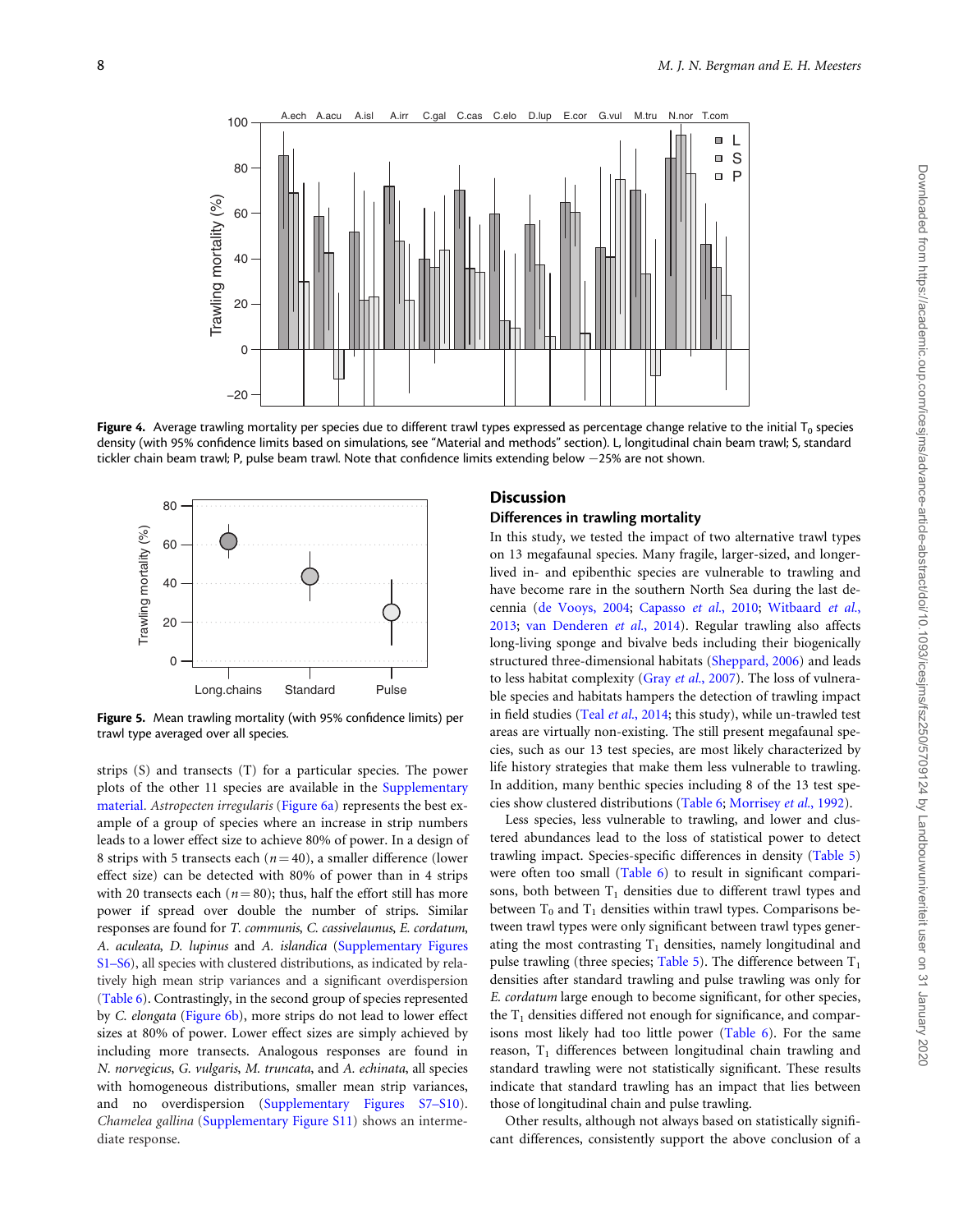**Figure 4.** Average trawling mortality per species due to different trawl types expressed as percentage change relative to the initial $T_0$ species density (with 95% confidence limits based on simulations, see "Material and methods" section). L, longitudinal chain beam trawl; S, standard tickler chain beam trawl; P, pulse beam trawl. Note that confidence limits extending below −25% are not shown.

**Figure 5.** Mean trawling mortality (with 95% confidence limits) per trawl type averaged over all species.

strips (S) and transects (T) for a particular species. The power plots of the other 11 species are available in the Supplementary material. *Astropecten irregularis* (Figure 6a) represents the best example of a group of species where an increase in strip numbers leads to a lower effect size to achieve 80% of power. In a design of 8 strips with 5 transects each ($n = 40$), a smaller difference (lower effect size) can be detected with 80% of power than in 4 strips with 20 transects each ($n = 80$); thus, half the effort still has more power if spread over double the number of strips. Similar responses are found for *T. communis*, *C. cassivelaunus*, *E. cordatum*, *A. aculeata*, *D. lupinus* and *A. islandica* (Supplementary Figures S1–S6), all species with clustered distributions, as indicated by relatively high mean strip variances and a significant overdispersion (Table 6). Contrastingly, in the second group of species represented by *C. elongata* (Figure 6b), more strips do not lead to lower effect sizes at 80% of power. Lower effect sizes are simply achieved by including more transects. Analogous responses are found in *N. norvegicus*, *G. vulgaris*, *M. truncata*, and *A. echinata*, all species with homogeneous distributions, smaller mean strip variances, and no overdispersion (Supplementary Figures S7–S10). *Chamelea gallina* (Supplementary Figure S11) shows an intermediate response.

## Discussion

### Differences in trawling mortality

In this study, we tested the impact of two alternative trawl types on 13 megafaunal species. Many fragile, larger-sized, and longer-lived in- and epibenthic species are vulnerable to trawling and have become rare in the southern North Sea during the last decennia (de Vooys, 2004; Capasso *et al.*, 2010; Witbaard *et al.*, 2013; van Denderen *et al.*, 2014). Regular trawling also affects long-living sponge and bivalve beds including their biogenically structured three-dimensional habitats (Sheppard, 2006) and leads to less habitat complexity (Gray *et al.*, 2007). The loss of vulnerable species and habitats hampers the detection of trawling impact in field studies (Teal *et al.*, 2014; this study), while un-trawled test areas are virtually non-existing. The still present megafaunal species, such as our 13 test species, are most likely characterized by life history strategies that make them less vulnerable to trawling. In addition, many benthic species including 8 of the 13 test species show clustered distributions (Table 6; Morrisey *et al.*, 1992).

Less species, less vulnerable to trawling, and lower and clustered abundances lead to the loss of statistical power to detect trawling impact. Species-specific differences in density (Table 5) were often too small (Table 6) to result in significant comparisons, both between $T_1$ densities due to different trawl types and between $T_0$ and $T_1$ densities within trawl types. Comparisons between trawl types were only significant between trawl types generating the most contrasting $T_1$ densities, namely longitudinal and pulse trawling (three species; Table 5). The difference between $T_1$ densities after standard trawling and pulse trawling was only for *E. cordatum* large enough to become significant, for other species, the $T_1$ densities differed not enough for significance, and comparisons most likely had too little power (Table 6). For the same reason, $T_1$ differences between longitudinal chain trawling and standard trawling were not statistically significant. These results indicate that standard trawling has an impact that lies between those of longitudinal chain and pulse trawling.

Other results, although not always based on statistically significant differences, consistently support the above conclusion of a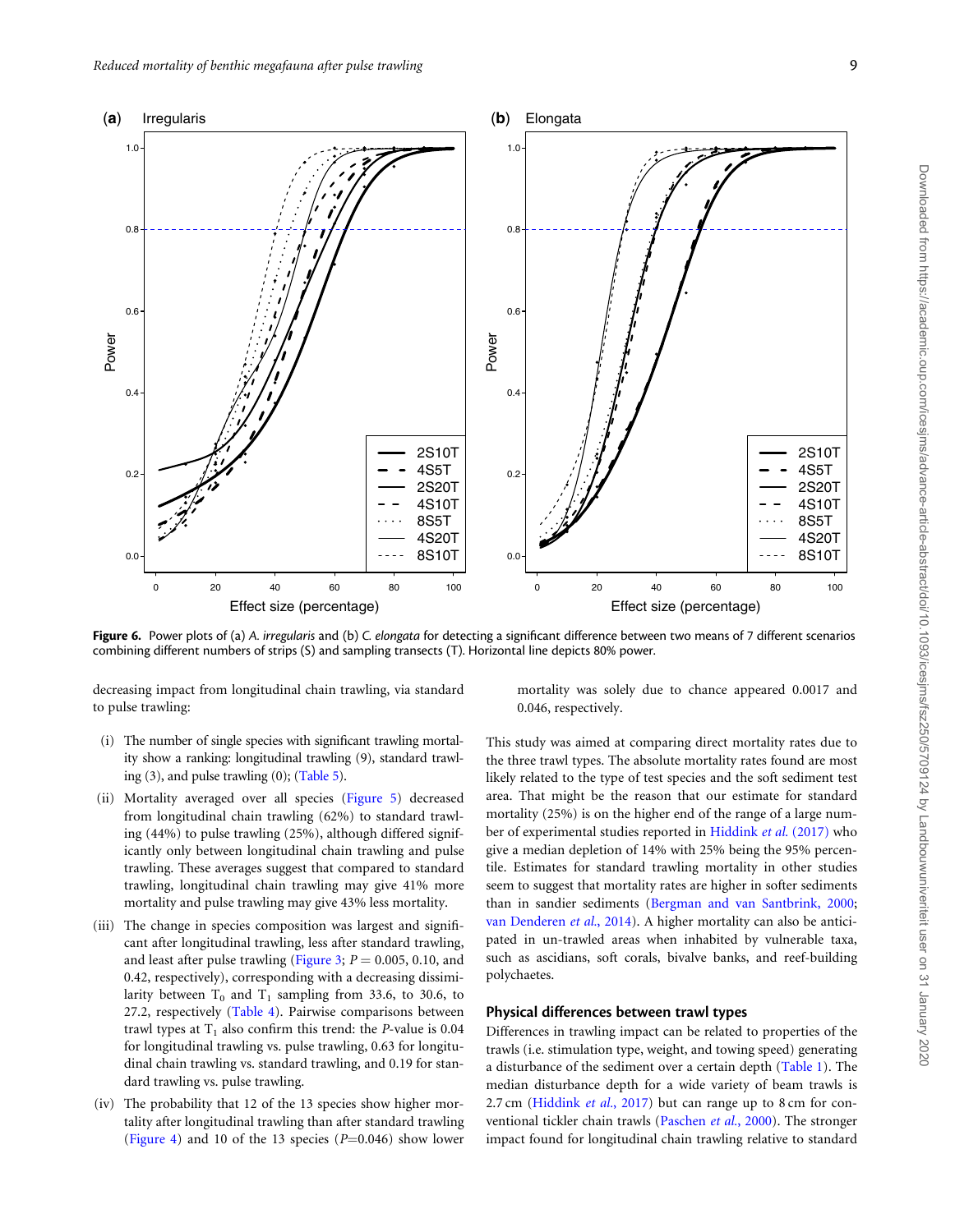**Figure 6.** Power plots of (a) *A. irregularis* and (b) *C. elongata* for detecting a significant difference between two means of 7 different scenarios combining different numbers of strips (S) and sampling transects (T). Horizontal line depicts 80% power.

decreasing impact from longitudinal chain trawling, via standard to pulse trawling:

(i) The number of single species with significant trawling mortality show a ranking: longitudinal trawling (9), standard trawling (3), and pulse trawling (0); (Table 5).

(ii) Mortality averaged over all species (Figure 5) decreased from longitudinal chain trawling (62%) to standard trawling (44%) to pulse trawling (25%), although differed significantly only between longitudinal chain trawling and pulse trawling. These averages suggest that compared to standard trawling, longitudinal chain trawling may give 41% more mortality and pulse trawling may give 43% less mortality.

(iii) The change in species composition was largest and significant after longitudinal trawling, less after standard trawling, and least after pulse trawling (Figure 3; $P = 0.005$, 0.10, and 0.42, respectively), corresponding with a decreasing dissimilarity between $T_0$ and $T_1$ sampling from 33.6, to 30.6, to 27.2, respectively (Table 4). Pairwise comparisons between trawl types at $T_1$ also confirm this trend: the *P*-value is 0.04 for longitudinal trawling vs. pulse trawling, 0.63 for longitudinal chain trawling vs. standard trawling, and 0.19 for standard trawling vs. pulse trawling.

(iv) The probability that 12 of the 13 species show higher mortality after longitudinal trawling than after standard trawling (Figure 4) and 10 of the 13 species ($P=0.046$) show lower mortality was solely due to chance appeared 0.0017 and 0.046, respectively.

This study was aimed at comparing direct mortality rates due to the three trawl types. The absolute mortality rates found are most likely related to the type of test species and the soft sediment test area. That might be the reason that our estimate for standard mortality (25%) is on the higher end of the range of a large number of experimental studies reported in Hiddink *et al.* (2017) who give a median depletion of 14% with 25% being the 95% percentile. Estimates for standard trawling mortality in other studies seem to suggest that mortality rates are higher in softer sediments than in sandier sediments (Bergman and van Santbrink, 2000; van Denderen *et al.*, 2014). A higher mortality can also be anticipated in un-trawled areas when inhabited by vulnerable taxa, such as ascidians, soft corals, bivalve banks, and reef-building polychaetes.

### Physical differences between trawl types

Differences in trawling impact can be related to properties of the trawls (i.e. stimulation type, weight, and towing speed) generating a disturbance of the sediment over a certain depth (Table 1). The median disturbance depth for a wide variety of beam trawls is 2.7 cm (Hiddink *et al.*, 2017) but can range up to 8 cm for conventional tickler chain trawls (Paschen *et al.*, 2000). The stronger impact found for longitudinal chain trawling relative to standard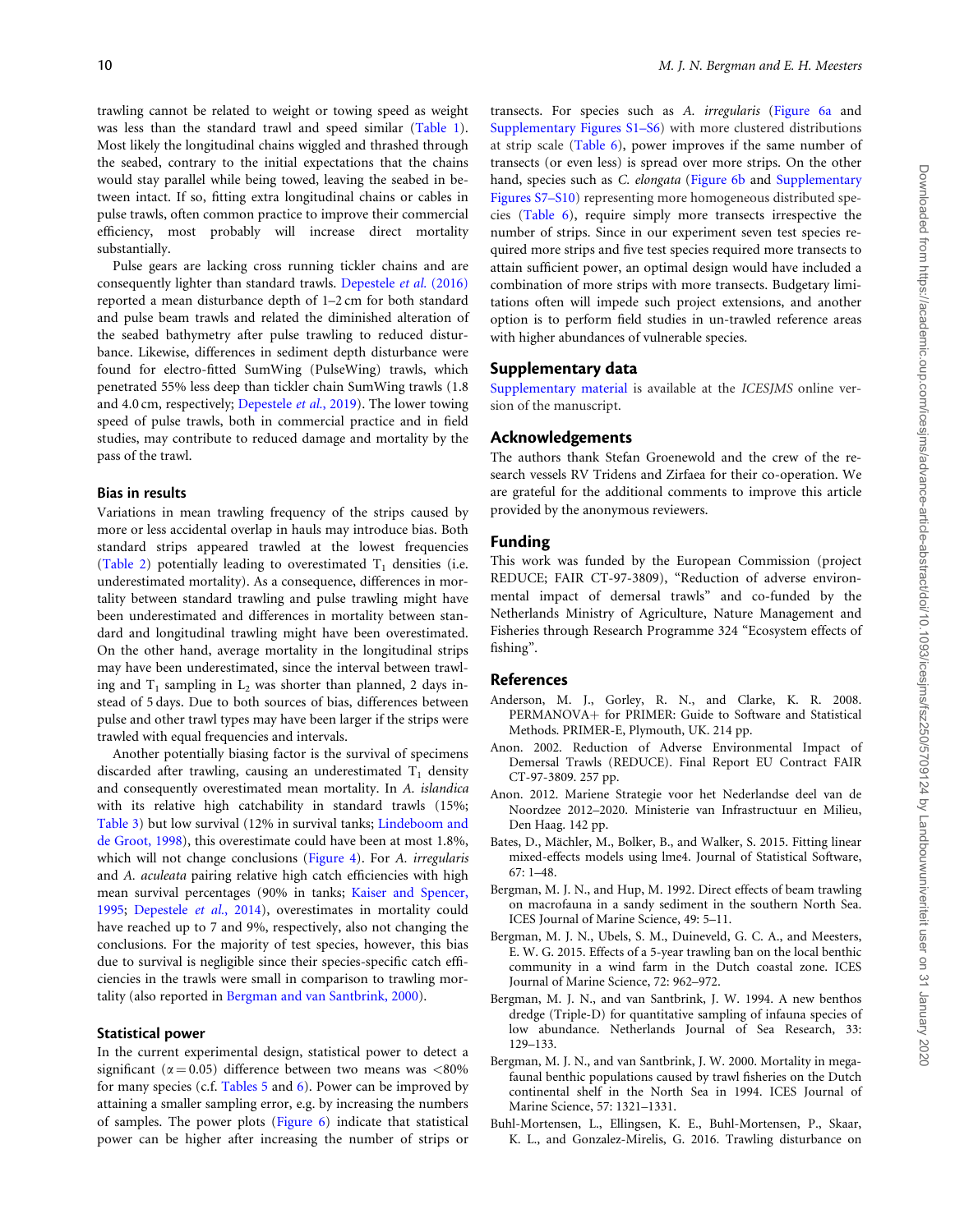trawling cannot be related to weight or towing speed as weight was less than the standard trawl and speed similar (Table 1). Most likely the longitudinal chains wiggled and thrashed through the seabed, contrary to the initial expectations that the chains would stay parallel while being towed, leaving the seabed in between intact. If so, fitting extra longitudinal chains or cables in pulse trawls, often common practice to improve their commercial efficiency, most probably will increase direct mortality substantially.

Pulse gears are lacking cross running tickler chains and are consequently lighter than standard trawls. Depestele *et al.* (2016) reported a mean disturbance depth of 1–2 cm for both standard and pulse beam trawls and related the diminished alteration of the seabed bathymetry after pulse trawling to reduced disturbance. Likewise, differences in sediment depth disturbance were found for electro-fitted SumWing (PulseWing) trawls, which penetrated 55% less deep than tickler chain SumWing trawls (1.8 and 4.0 cm, respectively; Depestele *et al.*, 2019). The lower towing speed of pulse trawls, both in commercial practice and in field studies, may contribute to reduced damage and mortality by the pass of the trawl.

### Bias in results

Variations in mean trawling frequency of the strips caused by more or less accidental overlap in hauls may introduce bias. Both standard strips appeared trawled at the lowest frequencies (Table 2) potentially leading to overestimated $T_1$ densities (i.e. underestimated mortality). As a consequence, differences in mortality between standard trawling and pulse trawling might have been underestimated and differences in mortality between standard and longitudinal trawling might have been overestimated. On the other hand, average mortality in the longitudinal strips may have been underestimated, since the interval between trawling and $T_1$ sampling in $L_2$ was shorter than planned, 2 days instead of 5 days. Due to both sources of bias, differences between pulse and other trawl types may have been larger if the strips were trawled with equal frequencies and intervals.

Another potentially biasing factor is the survival of specimens discarded after trawling, causing an underestimated $T_1$ density and consequently overestimated mean mortality. In *A. islandica* with its relative high catchability in standard trawls (15%; Table 3) but low survival (12% in survival tanks; Lindeboom and de Groot, 1998), this overestimate could have been at most 1.8%, which will not change conclusions (Figure 4). For *A. irregularis* and *A. aculeata* pairing relative high catch efficiencies with high mean survival percentages (90% in tanks; Kaiser and Spencer, 1995; Depestele *et al.*, 2014), overestimates in mortality could have reached up to 7 and 9%, respectively, also not changing the conclusions. For the majority of test species, however, this bias due to survival is negligible since their species-specific catch efficiencies in the trawls were small in comparison to trawling mortality (also reported in Bergman and van Santbrink, 2000).

### Statistical power

In the current experimental design, statistical power to detect a significant ($\alpha = 0.05$) difference between two means was <80% for many species (c.f. Tables 5 and 6). Power can be improved by attaining a smaller sampling error, e.g. by increasing the numbers of samples. The power plots (Figure 6) indicate that statistical power can be higher after increasing the number of strips or transects. For species such as *A. irregularis* (Figure 6a and Supplementary Figures S1–S6) with more clustered distributions at strip scale (Table 6), power improves if the same number of transects (or even less) is spread over more strips. On the other hand, species such as *C. elongata* (Figure 6b and Supplementary Figures S7–S10) representing more homogeneous distributed species (Table 6), require simply more transects irrespective the number of strips. Since in our experiment seven test species required more strips and five test species required more transects to attain sufficient power, an optimal design would have included a combination of more strips with more transects. Budgetary limitations often will impede such project extensions, and another option is to perform field studies in un-trawled reference areas with higher abundances of vulnerable species.

## Supplementary data

Supplementary material is available at the *ICESJMS* online version of the manuscript.

## Acknowledgements

The authors thank Stefan Groenewold and the crew of the research vessels RV Tridens and Zirfaea for their co-operation. We are grateful for the additional comments to improve this article provided by the anonymous reviewers.

## Funding

This work was funded by the European Commission (project REDUCE; FAIR CT-97-3809), "Reduction of adverse environmental impact of demersal trawls" and co-funded by the Netherlands Ministry of Agriculture, Nature Management and Fisheries through Research Programme 324 "Ecosystem effects of fishing".

## References

Anderson, M. J., Gorley, R. N., and Clarke, K. R. 2008. PERMANOVA+ for PRIMER: Guide to Software and Statistical Methods. PRIMER-E, Plymouth, UK. 214 pp.

Anon. 2002. Reduction of Adverse Environmental Impact of Demersal Trawls (REDUCE). Final Report EU Contract FAIR CT-97-3809. 257 pp.

Anon. 2012. Mariene Strategie voor het Nederlandse deel van de Noordzee 2012–2020. Ministerie van Infrastructuur en Milieu, Den Haag. 142 pp.

Bates, D., Mächler, M., Bolker, B., and Walker, S. 2015. Fitting linear mixed-effects models using lme4. Journal of Statistical Software, 67: 1–48.

Bergman, M. J. N., and Hup, M. 1992. Direct effects of beam trawling on macrofauna in a sandy sediment in the southern North Sea. ICES Journal of Marine Science, 49: 5–11.

Bergman, M. J. N., Ubels, S. M., Duineveld, G. C. A., and Meesters, E. W. G. 2015. Effects of a 5-year trawling ban on the local benthic community in a wind farm in the Dutch coastal zone. ICES Journal of Marine Science, 72: 962–972.

Bergman, M. J. N., and van Santbrink, J. W. 1994. A new benthos dredge (Triple-D) for quantitative sampling of infauna species of low abundance. Netherlands Journal of Sea Research, 33: 129–133.

Bergman, M. J. N., and van Santbrink, J. W. 2000. Mortality in megafaunal benthic populations caused by trawl fisheries on the Dutch continental shelf in the North Sea in 1994. ICES Journal of Marine Science, 57: 1321–1331.

Buhl-Mortensen, L., Ellingsen, K. E., Buhl-Mortensen, P., Skaar, K. L., and Gonzalez-Mirelis, G. 2016. Trawling disturbance on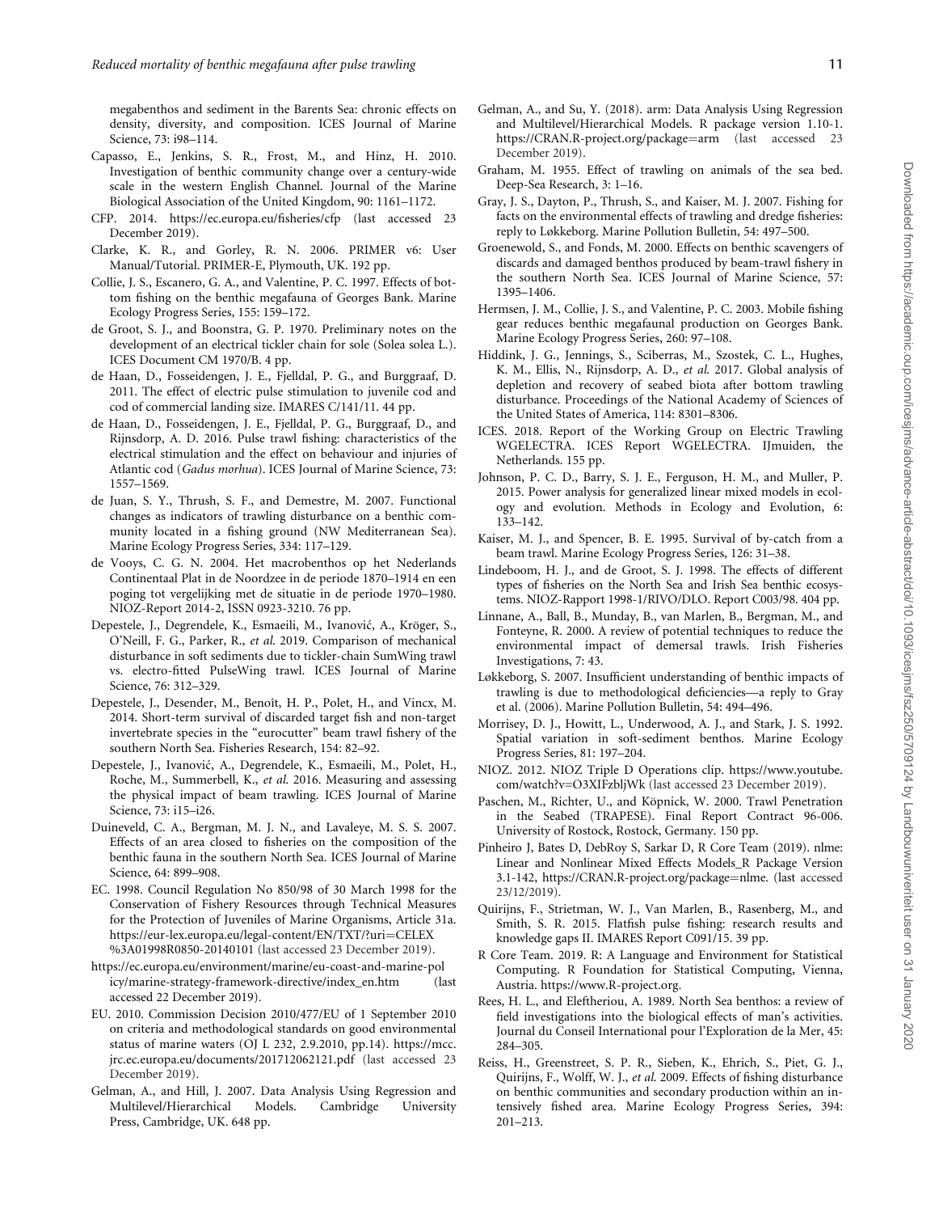megabenthos and sediment in the Barents Sea: chronic effects on density, diversity, and composition. ICES Journal of Marine Science, 73: i98–114.

Capasso, E., Jenkins, S. R., Frost, M., and Hinz, H. 2010. Investigation of benthic community change over a century-wide scale in the western English Channel. Journal of the Marine Biological Association of the United Kingdom, 90: 1161–1172.

CFP. 2014. https://ec.europa.eu/fisheries/cfp (last accessed 23 December 2019).

Clarke, K. R., and Gorley, R. N. 2006. PRIMER v6: User Manual/Tutorial. PRIMER-E, Plymouth, UK. 192 pp.

Collie, J. S., Escanero, G. A., and Valentine, P. C. 1997. Effects of bottom fishing on the benthic megafauna of Georges Bank. Marine Ecology Progress Series, 155: 159–172.

de Groot, S. J., and Boonstra, G. P. 1970. Preliminary notes on the development of an electrical tickler chain for sole (Solea solea L.). ICES Document CM 1970/B. 4 pp.

de Haan, D., Fosseidengen, J. E., Fjelldal, P. G., and Burggraaf, D. 2011. The effect of electric pulse stimulation to juvenile cod and cod of commercial landing size. IMARES C/141/11. 44 pp.

de Haan, D., Fosseidengen, J. E., Fjelldal, P. G., Burggraaf, D., and Rijnsdorp, A. D. 2016. Pulse trawl fishing: characteristics of the electrical stimulation and the effect on behaviour and injuries of Atlantic cod (*Gadus morhua*). ICES Journal of Marine Science, 73: 1557–1569.

de Juan, S. Y., Thrush, S. F., and Demestre, M. 2007. Functional changes as indicators of trawling disturbance on a benthic community located in a fishing ground (NW Mediterranean Sea). Marine Ecology Progress Series, 334: 117–129.

de Vooys, C. G. N. 2004. Het macrobenthos op het Nederlands Continentaal Plat in de Noordzee in de periode 1870–1914 en een poging tot vergelijking met de situatie in de periode 1970–1980. NIOZ-Report 2014-2, ISSN 0923-3210. 76 pp.

Depestele, J., Degrendele, K., Esmaeili, M., Ivanović, A., Kröger, S., O'Neill, F. G., Parker, R., *et al.* 2019. Comparison of mechanical disturbance in soft sediments due to tickler-chain SumWing trawl vs. electro-fitted PulseWing trawl. ICES Journal of Marine Science, 76: 312–329.

Depestele, J., Desender, M., Benoît, H. P., Polet, H., and Vincx, M. 2014. Short-term survival of discarded target fish and non-target invertebrate species in the "eurocutter" beam trawl fishery of the southern North Sea. Fisheries Research, 154: 82–92.

Depestele, J., Ivanović, A., Degrendele, K., Esmaeili, M., Polet, H., Roche, M., Summerbell, K., *et al.* 2016. Measuring and assessing the physical impact of beam trawling. ICES Journal of Marine Science, 73: i15–i26.

Duineveld, C. A., Bergman, M. J. N., and Lavaleye, M. S. S. 2007. Effects of an area closed to fisheries on the composition of the benthic fauna in the southern North Sea. ICES Journal of Marine Science, 64: 899–908.

EC. 1998. Council Regulation No 850/98 of 30 March 1998 for the Conservation of Fishery Resources through Technical Measures for the Protection of Juveniles of Marine Organisms, Article 31a. https://eur-lex.europa.eu/legal-content/EN/TXT/?uri=CELEX%3A01998R0850-20140101 (last accessed 23 December 2019).

https://ec.europa.eu/environment/marine/eu-coast-and-marine-policy/marine-strategy-framework-directive/index_en.htm (last accessed 22 December 2019).

EU. 2010. Commission Decision 2010/477/EU of 1 September 2010 on criteria and methodological standards on good environmental status of marine waters (OJ L 232, 2.9.2010, pp.14). https://mcc.jrc.ec.europa.eu/documents/201712062121.pdf (last accessed 23 December 2019).

Gelman, A., and Hill, J. 2007. Data Analysis Using Regression and Multilevel/Hierarchical Models. Cambridge University Press, Cambridge, UK. 648 pp.

Gelman, A., and Su, Y. (2018). arm: Data Analysis Using Regression and Multilevel/Hierarchical Models. R package version 1.10-1. https://CRAN.R-project.org/package=arm (last accessed 23 December 2019).

Graham, M. 1955. Effect of trawling on animals of the sea bed. Deep-Sea Research, 3: 1–16.

Gray, J. S., Dayton, P., Thrush, S., and Kaiser, M. J. 2007. Fishing for facts on the environmental effects of trawling and dredge fisheries: reply to Løkkeborg. Marine Pollution Bulletin, 54: 497–500.

Groenewold, S., and Fonds, M. 2000. Effects on benthic scavengers of discards and damaged benthos produced by beam-trawl fishery in the southern North Sea. ICES Journal of Marine Science, 57: 1395–1406.

Hermsen, J. M., Collie, J. S., and Valentine, P. C. 2003. Mobile fishing gear reduces benthic megafaunal production on Georges Bank. Marine Ecology Progress Series, 260: 97–108.

Hiddink, J. G., Jennings, S., Sciberras, M., Szostek, C. L., Hughes, K. M., Ellis, N., Rijnsdorp, A. D., *et al.* 2017. Global analysis of depletion and recovery of seabed biota after bottom trawling disturbance. Proceedings of the National Academy of Sciences of the United States of America, 114: 8301–8306.

ICES. 2018. Report of the Working Group on Electric Trawling WGELECTRA. ICES Report WGELECTRA. IJmuiden, the Netherlands. 155 pp.

Johnson, P. C. D., Barry, S. J. E., Ferguson, H. M., and Muller, P. 2015. Power analysis for generalized linear mixed models in ecology and evolution. Methods in Ecology and Evolution, 6: 133–142.

Kaiser, M. J., and Spencer, B. E. 1995. Survival of by-catch from a beam trawl. Marine Ecology Progress Series, 126: 31–38.

Lindeboom, H. J., and de Groot, S. J. 1998. The effects of different types of fisheries on the North Sea and Irish Sea benthic ecosystems. NIOZ-Rapport 1998-1/RIVO/DLO. Report C003/98. 404 pp.

Linnane, A., Ball, B., Munday, B., van Marlen, B., Bergman, M., and Fonteyne, R. 2000. A review of potential techniques to reduce the environmental impact of demersal trawls. Irish Fisheries Investigations, 7: 43.

Løkkeborg, S. 2007. Insufficient understanding of benthic impacts of trawling is due to methodological deficiencies—a reply to Gray et al. (2006). Marine Pollution Bulletin, 54: 494–496.

Morrisey, D. J., Howitt, L., Underwood, A. J., and Stark, J. S. 1992. Spatial variation in soft-sediment benthos. Marine Ecology Progress Series, 81: 197–204.

NIOZ. 2012. NIOZ Triple D Operations clip. https://www.youtube.com/watch?v=O3XIFzbljWk (last accessed 23 December 2019).

Paschen, M., Richter, U., and Köpnick, W. 2000. Trawl Penetration in the Seabed (TRAPESE). Final Report Contract 96-006. University of Rostock, Rostock, Germany. 150 pp.

Pinheiro J, Bates D, DebRoy S, Sarkar D, R Core Team (2019). nlme: Linear and Nonlinear Mixed Effects Models_R Package Version 3.1-142, https://CRAN.R-project.org/package=nlme. (last accessed 23/12/2019).

Quirijns, F., Strietman, W. J., Van Marlen, B., Rasenberg, M., and Smith, S. R. 2015. Flatfish pulse fishing: research results and knowledge gaps II. IMARES Report C091/15. 39 pp.

R Core Team. 2019. R: A Language and Environment for Statistical Computing. R Foundation for Statistical Computing, Vienna, Austria. https://www.R-project.org.

Rees, H. L., and Eleftheriou, A. 1989. North Sea benthos: a review of field investigations into the biological effects of man's activities. Journal du Conseil International pour l'Exploration de la Mer, 45: 284–305.

Reiss, H., Greenstreet, S. P. R., Sieben, K., Ehrich, S., Piet, G. J., Quirijns, F., Wolff, W. J., *et al.* 2009. Effects of fishing disturbance on benthic communities and secondary production within an intensively fished area. Marine Ecology Progress Series, 394: 201–213.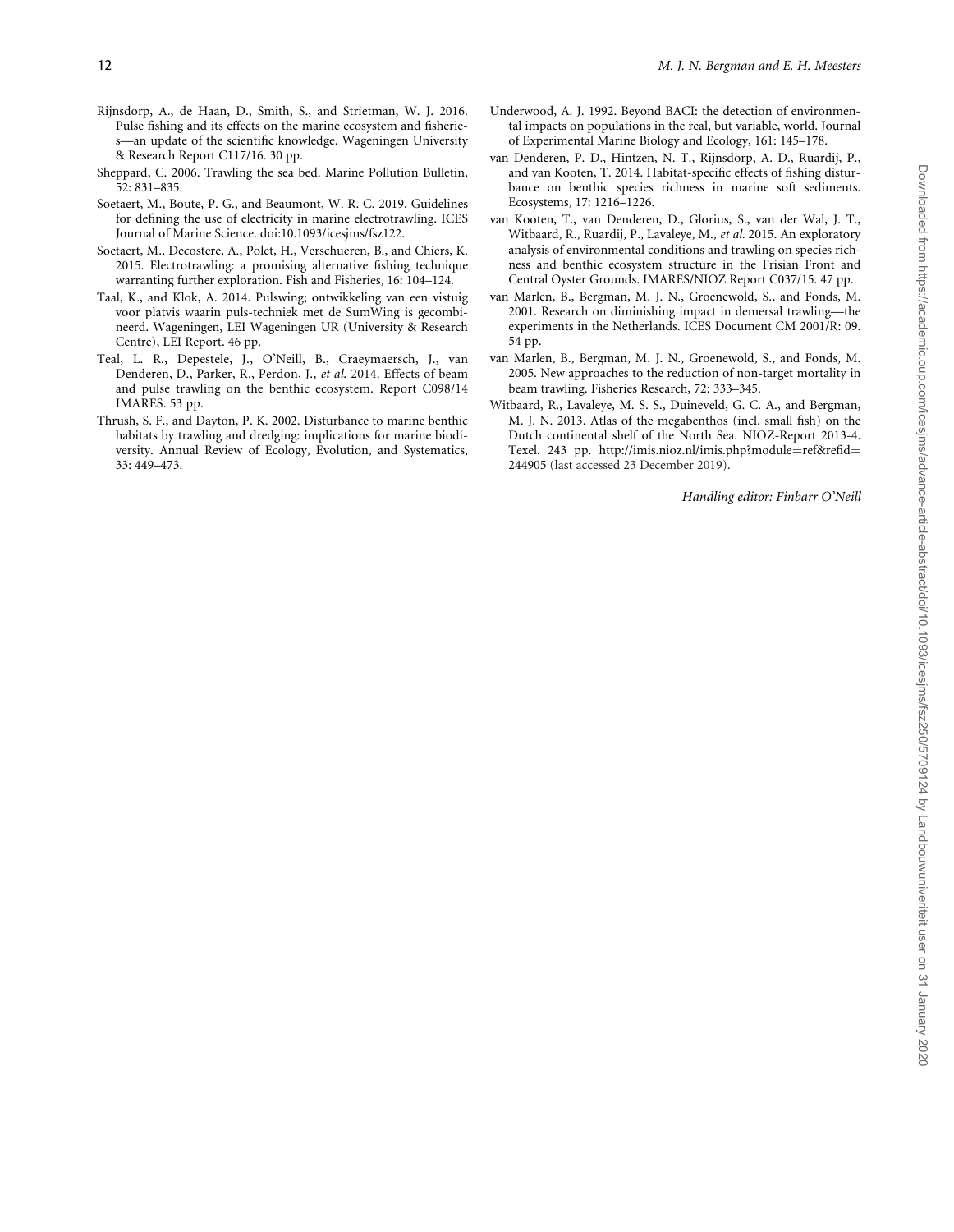Rijnsdorp, A., de Haan, D., Smith, S., and Strietman, W. J. 2016. Pulse fishing and its effects on the marine ecosystem and fisheries—an update of the scientific knowledge. Wageningen University & Research Report C117/16. 30 pp.

Sheppard, C. 2006. Trawling the sea bed. Marine Pollution Bulletin, 52: 831–835.

Soetaert, M., Boute, P. G., and Beaumont, W. R. C. 2019. Guidelines for defining the use of electricity in marine electrotrawling. ICES Journal of Marine Science. doi:10.1093/icesjms/fsz122.

Soetaert, M., Decostere, A., Polet, H., Verschueren, B., and Chiers, K. 2015. Electrotrawling: a promising alternative fishing technique warranting further exploration. Fish and Fisheries, 16: 104–124.

Taal, K., and Klok, A. 2014. Pulswing; ontwikkeling van een vistuig voor platvis waarin puls-techniek met de SumWing is gecombineerd. Wageningen, LEI Wageningen UR (University & Research Centre), LEI Report. 46 pp.

Teal, L. R., Depestele, J., O'Neill, B., Craeymaersch, J., van Denderen, D., Parker, R., Perdon, J., *et al.* 2014. Effects of beam and pulse trawling on the benthic ecosystem. Report C098/14 IMARES. 53 pp.

Thrush, S. F., and Dayton, P. K. 2002. Disturbance to marine benthic habitats by trawling and dredging: implications for marine biodiversity. Annual Review of Ecology, Evolution, and Systematics, 33: 449–473.

Underwood, A. J. 1992. Beyond BACI: the detection of environmental impacts on populations in the real, but variable, world. Journal of Experimental Marine Biology and Ecology, 161: 145–178.

van Denderen, P. D., Hintzen, N. T., Rijnsdorp, A. D., Ruardij, P., and van Kooten, T. 2014. Habitat-specific effects of fishing disturbance on benthic species richness in marine soft sediments. Ecosystems, 17: 1216–1226.

van Kooten, T., van Denderen, D., Glorius, S., van der Wal, J. T., Witbaard, R., Ruardij, P., Lavaleye, M., *et al.* 2015. An exploratory analysis of environmental conditions and trawling on species richness and benthic ecosystem structure in the Frisian Front and Central Oyster Grounds. IMARES/NIOZ Report C037/15. 47 pp.

van Marlen, B., Bergman, M. J. N., Groenewold, S., and Fonds, M. 2001. Research on diminishing impact in demersal trawling—the experiments in the Netherlands. ICES Document CM 2001/R: 09. 54 pp.

van Marlen, B., Bergman, M. J. N., Groenewold, S., and Fonds, M. 2005. New approaches to the reduction of non-target mortality in beam trawling. Fisheries Research, 72: 333–345.

Witbaard, R., Lavaleye, M. S. S., Duineveld, G. C. A., and Bergman, M. J. N. 2013. Atlas of the megabenthos (incl. small fish) on the Dutch continental shelf of the North Sea. NIOZ-Report 2013-4. Texel. 243 pp. http://imis.nioz.nl/imis.php?module=ref&refid=244905 (last accessed 23 December 2019).

*Handling editor: Finbarr O'Neill*